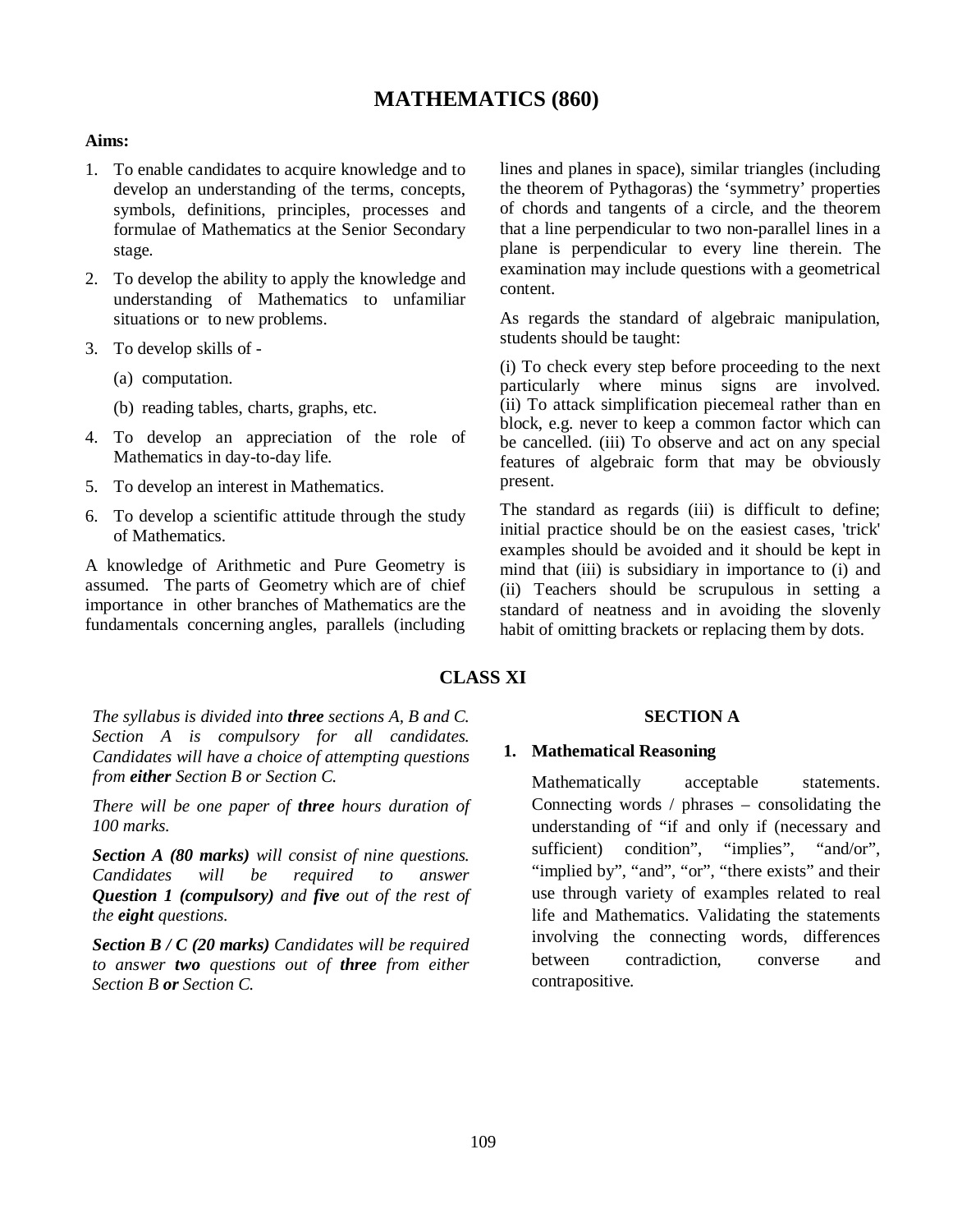# MATHEMATICS (860)

**Aims:**

1. To enable candidates to acquire knowledge and to develop an understanding of the terms, concepts, symbols, definitions, principles, processes and formulae of Mathematics at the Senior Secondary stage.
2. To develop the ability to apply the knowledge and understanding of Mathematics to unfamiliar situations or to new problems.
3. To develop skills of -
   (a) computation.
   (b) reading tables, charts, graphs, etc.
4. To develop an appreciation of the role of Mathematics in day-to-day life.
5. To develop an interest in Mathematics.
6. To develop a scientific attitude through the study of Mathematics.

A knowledge of Arithmetic and Pure Geometry is assumed. The parts of Geometry which are of chief importance in other branches of Mathematics are the fundamentals concerning angles, parallels (including lines and planes in space), similar triangles (including the theorem of Pythagoras) the 'symmetry' properties of chords and tangents of a circle, and the theorem that a line perpendicular to two non-parallel lines in a plane is perpendicular to every line therein. The examination may include questions with a geometrical content.

As regards the standard of algebraic manipulation, students should be taught:

(i) To check every step before proceeding to the next particularly where minus signs are involved. (ii) To attack simplification piecemeal rather than en block, e.g. never to keep a common factor which can be cancelled. (iii) To observe and act on any special features of algebraic form that may be obviously present.

The standard as regards (iii) is difficult to define; initial practice should be on the easiest cases, 'trick' examples should be avoided and it should be kept in mind that (iii) is subsidiary in importance to (i) and (ii) Teachers should be scrupulous in setting a standard of neatness and in avoiding the slovenly habit of omitting brackets or replacing them by dots.

## CLASS XI

*The syllabus is divided into **three** sections A, B and C. Section A is compulsory for all candidates. Candidates will have a choice of attempting questions from **either** Section B or Section C.*

*There will be one paper of **three** hours duration of 100 marks.*

***Section A (80 marks)** will consist of nine questions. Candidates will be required to answer **Question 1 (compulsory)** and **five** out of the rest of the **eight** questions.*

***Section B / C (20 marks)** Candidates will be required to answer **two** questions out of **three** from either Section B **or** Section C.*

### SECTION A

**1. Mathematical Reasoning**

Mathematically acceptable statements. Connecting words / phrases – consolidating the understanding of "if and only if (necessary and sufficient) condition", "implies", "and/or", "implied by", "and", "or", "there exists" and their use through variety of examples related to real life and Mathematics. Validating the statements involving the connecting words, differences between contradiction, converse and contrapositive.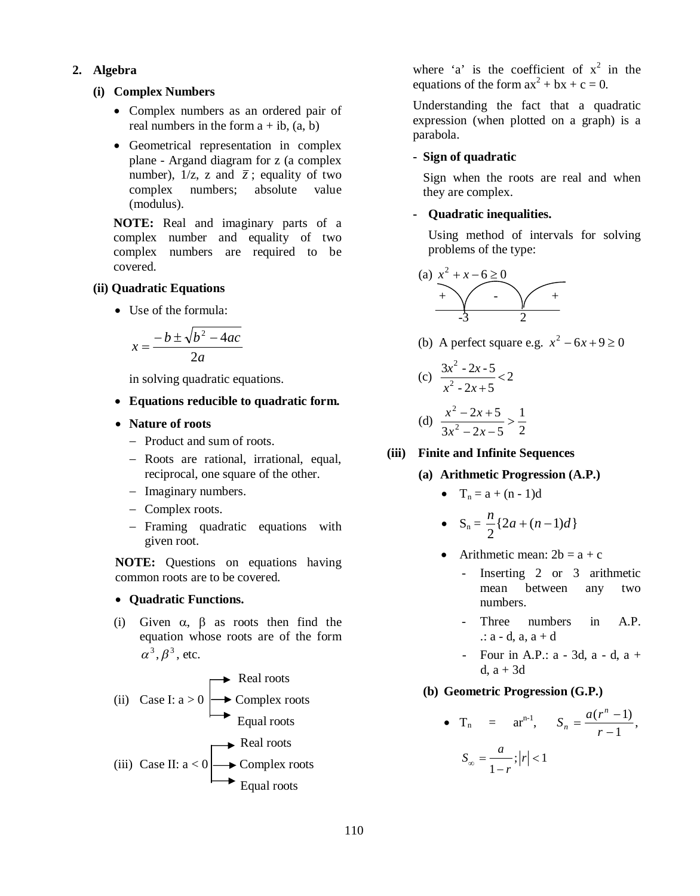## 2. Algebra

### (i) Complex Numbers

- Complex numbers as an ordered pair of real numbers in the form a + ib, (a, b)
- Geometrical representation in complex plane - Argand diagram for z (a complex number), 1/z, z and $\bar{z}$; equality of two complex numbers; absolute value (modulus).

**NOTE:** Real and imaginary parts of a complex number and equality of two complex numbers are required to be covered.

### (ii) Quadratic Equations

- Use of the formula:

$$x = \frac{-b \pm \sqrt{b^2 - 4ac}}{2a}$$

  in solving quadratic equations.

- **Equations reducible to quadratic form.**
- **Nature of roots**
  - Product and sum of roots.
  - Roots are rational, irrational, equal, reciprocal, one square of the other.
  - Imaginary numbers.
  - Complex roots.
  - Framing quadratic equations with given root.

**NOTE:** Questions on equations having common roots are to be covered.

- **Quadratic Functions.**

(i) Given α, β as roots then find the equation whose roots are of the form $\alpha^3, \beta^3$, etc.

(ii) Case I: a > 0 → Real roots, Complex roots, Equal roots

(iii) Case II: a < 0 → Real roots, Complex roots, Equal roots

where 'a' is the coefficient of $x^2$ in the equations of the form $ax^2 + bx + c = 0$.

Understanding the fact that a quadratic expression (when plotted on a graph) is a parabola.

- **Sign of quadratic**

  Sign when the roots are real and when they are complex.

- **Quadratic inequalities.**

  Using method of intervals for solving problems of the type:

(a) $x^2 + x - 6 \geq 0$

  + (before −3) | − (between −3 and 2) | + (after 2)

(b) A perfect square e.g. $x^2 - 6x + 9 \geq 0$

(c) $\frac{3x^2 - 2x - 5}{x^2 - 2x + 5} < 2$

(d) $\frac{x^2 - 2x + 5}{3x^2 - 2x - 5} > \frac{1}{2}$

### (iii) Finite and Infinite Sequences

#### (a) Arithmetic Progression (A.P.)

- $T_n = a + (n - 1)d$
- $S_n = \frac{n}{2}\{2a + (n-1)d\}$
- Arithmetic mean: 2b = a + c
  - Inserting 2 or 3 arithmetic mean between any two numbers.
  - Three numbers in A.P. .: a - d, a, a + d
  - Four in A.P.: a - 3d, a - d, a + d, a + 3d

#### (b) Geometric Progression (G.P.)

- $T_n = ar^{n-1}$, $S_n = \frac{a(r^n - 1)}{r - 1}$,

  $S_\infty = \frac{a}{1 - r}; |r| < 1$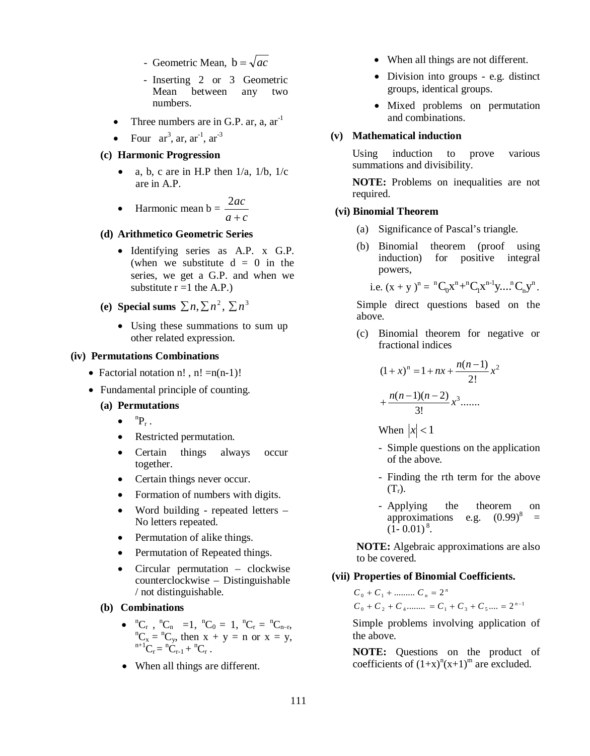- Geometric Mean, $b = \sqrt{ac}$
- Inserting 2 or 3 Geometric Mean between any two numbers.

- Three numbers are in G.P. $ar, a, ar^{-1}$
- Four $ar^3, ar, ar^{-1}, ar^{-3}$

**(c) Harmonic Progression**

- a, b, c are in H.P then 1/a, 1/b, 1/c are in A.P.
- Harmonic mean b = $\dfrac{2ac}{a+c}$

**(d) Arithmetico Geometric Series**

- Identifying series as A.P. x G.P. (when we substitute d = 0 in the series, we get a G.P. and when we substitute r =1 the A.P.)

**(e) Special sums $\sum n, \sum n^2, \sum n^3$**

- Using these summations to sum up other related expression.

**(iv) Permutations Combinations**

- Factorial notation n! , n! =n(n-1)!
- Fundamental principle of counting.

**(a) Permutations**

- $^nP_r$ .
- Restricted permutation.
- Certain things always occur together.
- Certain things never occur.
- Formation of numbers with digits.
- Word building - repeated letters – No letters repeated.
- Permutation of alike things.
- Permutation of Repeated things.
- Circular permutation – clockwise counterclockwise – Distinguishable / not distinguishable.

**(b) Combinations**

- $^nC_r$ , $^nC_n = 1$, $^nC_0 = 1$, $^nC_r = {}^nC_{n-r}$, $^nC_x = {}^nC_y$, then $x + y = n$ or $x = y$, $^{n+1}C_r = {}^nC_{r-1} + {}^nC_r$ .
- When all things are different.
- When all things are not different.
- Division into groups - e.g. distinct groups, identical groups.
- Mixed problems on permutation and combinations.

**(v) Mathematical induction**

Using induction to prove various summations and divisibility.

**NOTE:** Problems on inequalities are not required.

**(vi) Binomial Theorem**

(a) Significance of Pascal's triangle.

(b) Binomial theorem (proof using induction) for positive integral powers,

i.e. $(x + y)^n = {}^nC_0x^n + {}^nC_1x^{n-1}y....{}^nC_ny^n$.

Simple direct questions based on the above.

(c) Binomial theorem for negative or fractional indices

$$(1+x)^n = 1 + nx + \frac{n(n-1)}{2!}x^2 + \frac{n(n-1)(n-2)}{3!}x^3.......$$

When $|x| < 1$

- Simple questions on the application of the above.
- Finding the rth term for the above ($T_r$).
- Applying the theorem on approximations e.g. $(0.99)^8 = (1- 0.01)^8$.

**NOTE:** Algebraic approximations are also to be covered.

**(vii) Properties of Binomial Coefficients.**

$$C_0 + C_1 + ......... C_n = 2^n$$
$$C_0 + C_2 + C_4........ = C_1 + C_3 + C_5.... = 2^{n-1}$$

Simple problems involving application of the above.

**NOTE:** Questions on the product of coefficients of $(1+x)^n(x+1)^m$ are excluded.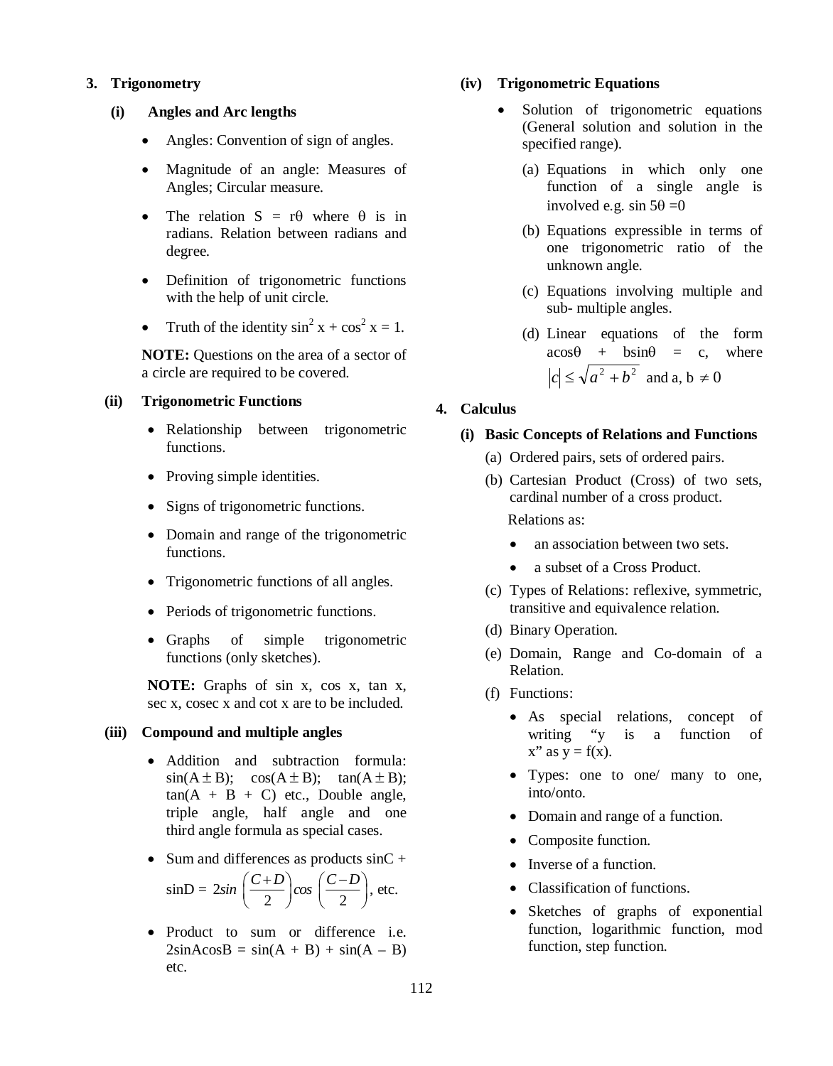## 3. Trigonometry

### (i) Angles and Arc lengths

- Angles: Convention of sign of angles.
- Magnitude of an angle: Measures of Angles; Circular measure.
- The relation $S = r\theta$ where $\theta$ is in radians. Relation between radians and degree.
- Definition of trigonometric functions with the help of unit circle.
- Truth of the identity $\sin^2 x + \cos^2 x = 1$.

**NOTE:** Questions on the area of a sector of a circle are required to be covered.

### (ii) Trigonometric Functions

- Relationship between trigonometric functions.
- Proving simple identities.
- Signs of trigonometric functions.
- Domain and range of the trigonometric functions.
- Trigonometric functions of all angles.
- Periods of trigonometric functions.
- Graphs of simple trigonometric functions (only sketches).

**NOTE:** Graphs of sin x, cos x, tan x, sec x, cosec x and cot x are to be included.

### (iii) Compound and multiple angles

- Addition and subtraction formula: $\sin(A \pm B)$; $\cos(A \pm B)$; $\tan(A \pm B)$; $\tan(A + B + C)$ etc., Double angle, triple angle, half angle and one third angle formula as special cases.
- Sum and differences as products $\sin C + \sin D = 2\sin\left(\frac{C+D}{2}\right)\cos\left(\frac{C-D}{2}\right)$, etc.
- Product to sum or difference i.e. $2\sin A\cos B = \sin(A + B) + \sin(A - B)$ etc.

### (iv) Trigonometric Equations

- Solution of trigonometric equations (General solution and solution in the specified range).
  - (a) Equations in which only one function of a single angle is involved e.g. $\sin 5\theta = 0$
  - (b) Equations expressible in terms of one trigonometric ratio of the unknown angle.
  - (c) Equations involving multiple and sub- multiple angles.
  - (d) Linear equations of the form $a\cos\theta + b\sin\theta = c$, where $|c| \leq \sqrt{a^2 + b^2}$ and $a, b \neq 0$

## 4. Calculus

### (i) Basic Concepts of Relations and Functions

(a) Ordered pairs, sets of ordered pairs.

(b) Cartesian Product (Cross) of two sets, cardinal number of a cross product.

Relations as:

- an association between two sets.
- a subset of a Cross Product.

(c) Types of Relations: reflexive, symmetric, transitive and equivalence relation.

(d) Binary Operation.

(e) Domain, Range and Co-domain of a Relation.

(f) Functions:

- As special relations, concept of writing "y is a function of x" as $y = f(x)$.
- Types: one to one/ many to one, into/onto.
- Domain and range of a function.
- Composite function.
- Inverse of a function.
- Classification of functions.
- Sketches of graphs of exponential function, logarithmic function, mod function, step function.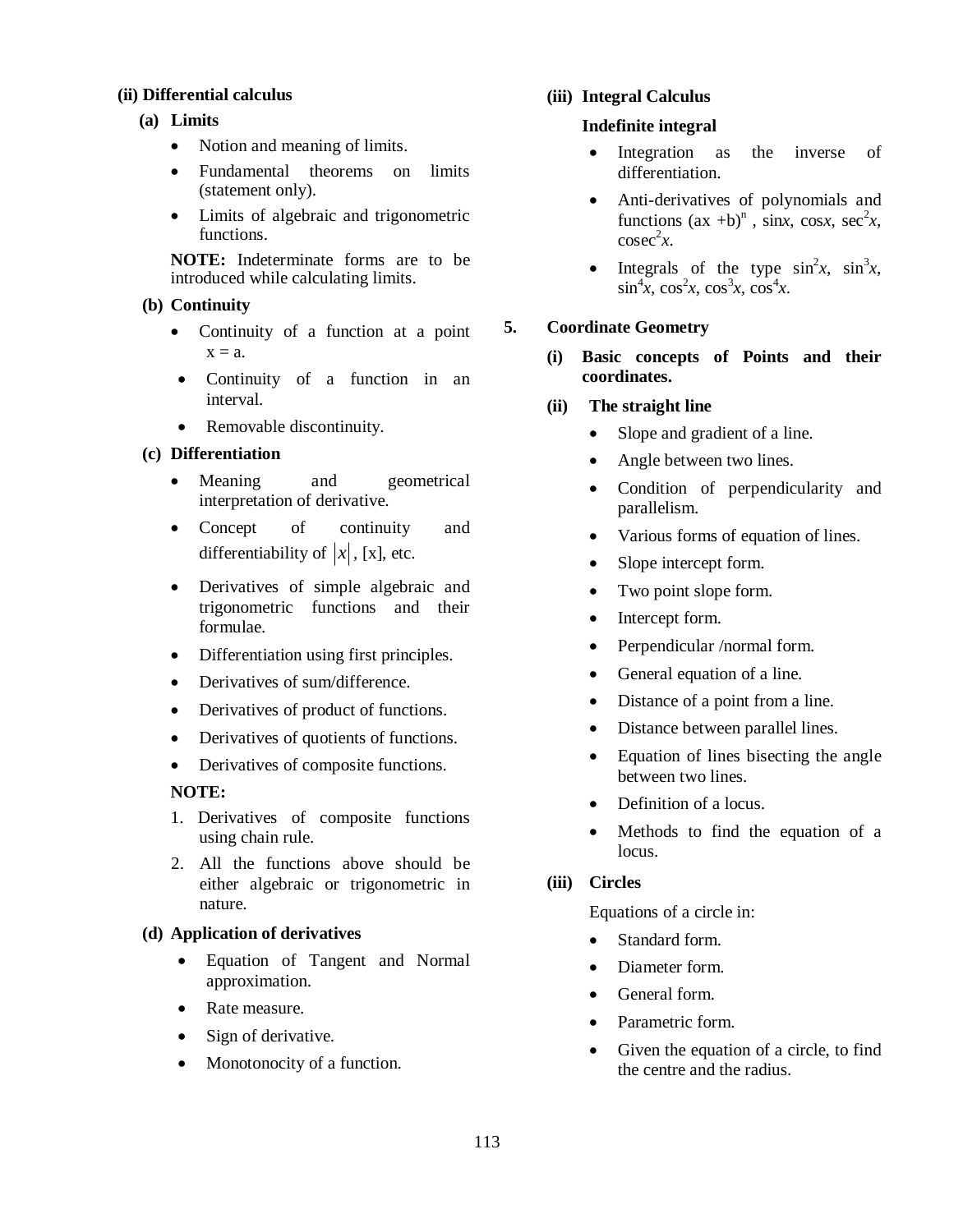**(ii) Differential calculus**

**(a) Limits**

- Notion and meaning of limits.
- Fundamental theorems on limits (statement only).
- Limits of algebraic and trigonometric functions.

**NOTE:** Indeterminate forms are to be introduced while calculating limits.

**(b) Continuity**

- Continuity of a function at a point $x = a$.
- Continuity of a function in an interval.
- Removable discontinuity.

**(c) Differentiation**

- Meaning and geometrical interpretation of derivative.
- Concept of continuity and differentiability of $|x|$, $[x]$, etc.
- Derivatives of simple algebraic and trigonometric functions and their formulae.
- Differentiation using first principles.
- Derivatives of sum/difference.
- Derivatives of product of functions.
- Derivatives of quotients of functions.
- Derivatives of composite functions.

**NOTE:**

1. Derivatives of composite functions using chain rule.
2. All the functions above should be either algebraic or trigonometric in nature.

**(d) Application of derivatives**

- Equation of Tangent and Normal approximation.
- Rate measure.
- Sign of derivative.
- Monotonocity of a function.

**(iii) Integral Calculus**

**Indefinite integral**

- Integration as the inverse of differentiation.
- Anti-derivatives of polynomials and functions $(ax + b)^n$, $\sin x$, $\cos x$, $\sec^2 x$, $\text{cosec}^2 x$.
- Integrals of the type $\sin^2 x$, $\sin^3 x$, $\sin^4 x$, $\cos^2 x$, $\cos^3 x$, $\cos^4 x$.

**5. Coordinate Geometry**

**(i) Basic concepts of Points and their coordinates.**

**(ii) The straight line**

- Slope and gradient of a line.
- Angle between two lines.
- Condition of perpendicularity and parallelism.
- Various forms of equation of lines.
- Slope intercept form.
- Two point slope form.
- Intercept form.
- Perpendicular /normal form.
- General equation of a line.
- Distance of a point from a line.
- Distance between parallel lines.
- Equation of lines bisecting the angle between two lines.
- Definition of a locus.
- Methods to find the equation of a locus.

**(iii) Circles**

Equations of a circle in:

- Standard form.
- Diameter form.
- General form.
- Parametric form.
- Given the equation of a circle, to find the centre and the radius.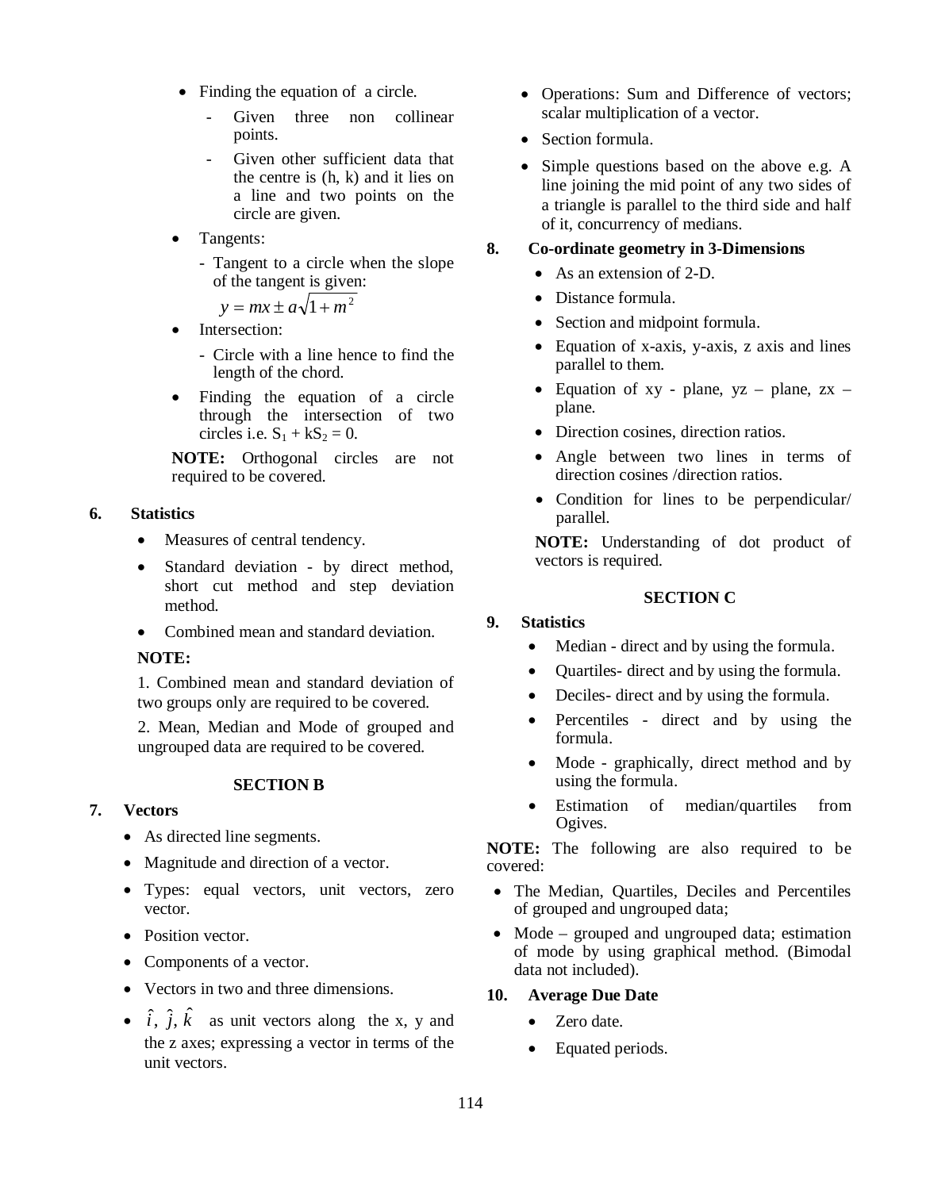- Finding the equation of a circle.
  - Given three non collinear points.
  - Given other sufficient data that the centre is (h, k) and it lies on a line and two points on the circle are given.
- Tangents:
  - Tangent to a circle when the slope of the tangent is given:
    $y = mx \pm a\sqrt{1+m^2}$
- Intersection:
  - Circle with a line hence to find the length of the chord.
- Finding the equation of a circle through the intersection of two circles i.e. $S_1 + kS_2 = 0$.

**NOTE:** Orthogonal circles are not required to be covered.

**6. Statistics**

- Measures of central tendency.
- Standard deviation - by direct method, short cut method and step deviation method.
- Combined mean and standard deviation.

**NOTE:**

1. Combined mean and standard deviation of two groups only are required to be covered.

2. Mean, Median and Mode of grouped and ungrouped data are required to be covered.

## SECTION B

**7. Vectors**

- As directed line segments.
- Magnitude and direction of a vector.
- Types: equal vectors, unit vectors, zero vector.
- Position vector.
- Components of a vector.
- Vectors in two and three dimensions.
- $\hat{i}, \hat{j}, \hat{k}$ as unit vectors along the x, y and the z axes; expressing a vector in terms of the unit vectors.
- Operations: Sum and Difference of vectors; scalar multiplication of a vector.
- Section formula.
- Simple questions based on the above e.g. A line joining the mid point of any two sides of a triangle is parallel to the third side and half of it, concurrency of medians.

**8. Co-ordinate geometry in 3-Dimensions**

- As an extension of 2-D.
- Distance formula.
- Section and midpoint formula.
- Equation of x-axis, y-axis, z axis and lines parallel to them.
- Equation of xy - plane, yz – plane, zx – plane.
- Direction cosines, direction ratios.
- Angle between two lines in terms of direction cosines /direction ratios.
- Condition for lines to be perpendicular/ parallel.

**NOTE:** Understanding of dot product of vectors is required.

## SECTION C

**9. Statistics**

- Median - direct and by using the formula.
- Quartiles- direct and by using the formula.
- Deciles- direct and by using the formula.
- Percentiles - direct and by using the formula.
- Mode - graphically, direct method and by using the formula.
- Estimation of median/quartiles from Ogives.

**NOTE:** The following are also required to be covered:

- The Median, Quartiles, Deciles and Percentiles of grouped and ungrouped data;
- Mode – grouped and ungrouped data; estimation of mode by using graphical method. (Bimodal data not included).

**10. Average Due Date**

- Zero date.
- Equated periods.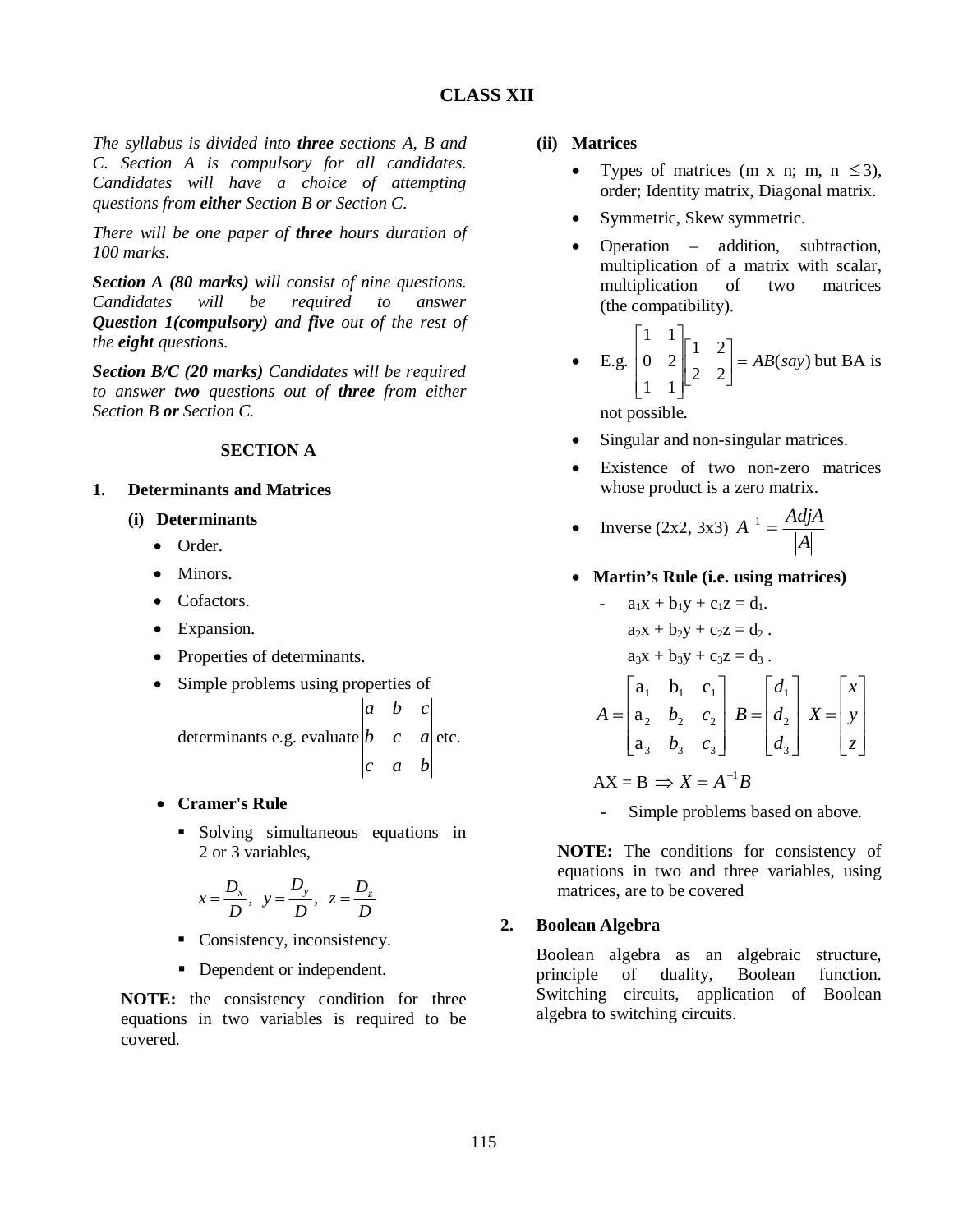## CLASS XII

*The syllabus is divided into **three** sections A, B and C. Section A is compulsory for all candidates. Candidates will have a choice of attempting questions from **either** Section B or Section C.*

*There will be one paper of **three** hours duration of 100 marks.*

***Section A (80 marks)** will consist of nine questions. Candidates will be required to answer **Question 1(compulsory)** and **five** out of the rest of the **eight** questions.*

***Section B/C (20 marks)** Candidates will be required to answer **two** questions out of **three** from either Section B **or** Section C.*

### SECTION A

**1. Determinants and Matrices**

**(i) Determinants**

- Order.
- Minors.
- Cofactors.
- Expansion.
- Properties of determinants.
- Simple problems using properties of determinants e.g. evaluate $\begin{vmatrix} a & b & c \\ b & c & a \\ c & a & b \end{vmatrix}$ etc.
- **Cramer's Rule**
  - Solving simultaneous equations in 2 or 3 variables,

    $$x = \frac{D_x}{D},\ y = \frac{D_y}{D},\ z = \frac{D_z}{D}$$

  - Consistency, inconsistency.
  - Dependent or independent.

**NOTE:** the consistency condition for three equations in two variables is required to be covered.

**(ii) Matrices**

- Types of matrices (m x n; m, n $\leq 3$), order; Identity matrix, Diagonal matrix.
- Symmetric, Skew symmetric.
- Operation – addition, subtraction, multiplication of a matrix with scalar, multiplication of two matrices (the compatibility).
- E.g. $\begin{bmatrix} 1 & 1 \\ 0 & 2 \\ 1 & 1 \end{bmatrix} \begin{bmatrix} 1 & 2 \\ 2 & 2 \end{bmatrix} = AB(say)$ but BA is not possible.
- Singular and non-singular matrices.
- Existence of two non-zero matrices whose product is a zero matrix.
- Inverse (2x2, 3x3) $A^{-1} = \frac{AdjA}{|A|}$
- **Martin's Rule (i.e. using matrices)**
  - $a_1x + b_1y + c_1z = d_1$.

    $a_2x + b_2y + c_2z = d_2$.

    $a_3x + b_3y + c_3z = d_3$.

    $$A = \begin{bmatrix} a_1 & b_1 & c_1 \\ a_2 & b_2 & c_2 \\ a_3 & b_3 & c_3 \end{bmatrix}\ B = \begin{bmatrix} d_1 \\ d_2 \\ d_3 \end{bmatrix}\ X = \begin{bmatrix} x \\ y \\ z \end{bmatrix}$$

    $AX = B \Rightarrow X = A^{-1}B$

  - Simple problems based on above.

**NOTE:** The conditions for consistency of equations in two and three variables, using matrices, are to be covered

**2. Boolean Algebra**

Boolean algebra as an algebraic structure, principle of duality, Boolean function. Switching circuits, application of Boolean algebra to switching circuits.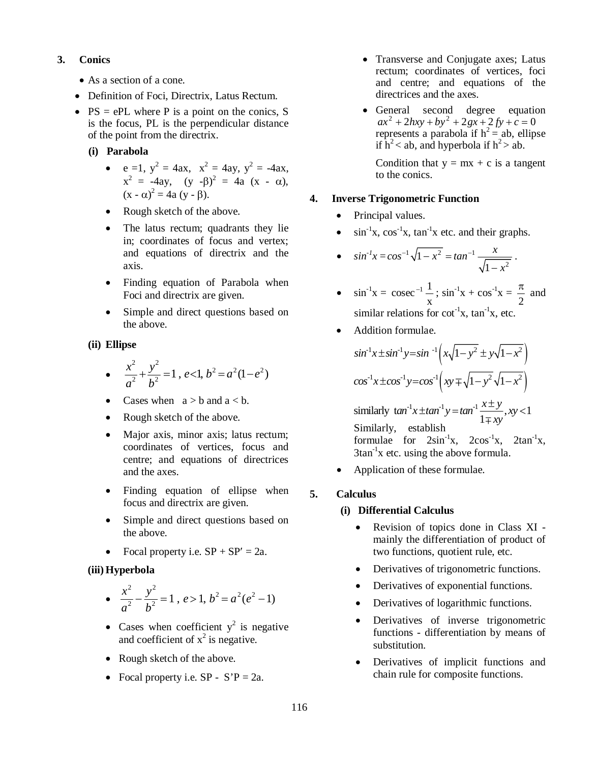## 3. Conics

- As a section of a cone.
- Definition of Foci, Directrix, Latus Rectum.
- PS = ePL where P is a point on the conics, S is the focus, PL is the perpendicular distance of the point from the directrix.

### (i) Parabola

- e =1, $y^2 = 4ax$, $x^2 = 4ay$, $y^2 = -4ax$, $x^2 = -4ay$, $(y - \beta)^2 = 4a(x - \alpha)$, $(x - \alpha)^2 = 4a(y - \beta)$.
- Rough sketch of the above.
- The latus rectum; quadrants they lie in; coordinates of focus and vertex; and equations of directrix and the axis.
- Finding equation of Parabola when Foci and directrix are given.
- Simple and direct questions based on the above.

### (ii) Ellipse

- $\frac{x^2}{a^2} + \frac{y^2}{b^2} = 1$, $e < 1$, $b^2 = a^2(1 - e^2)$
- Cases when a > b and a < b.
- Rough sketch of the above.
- Major axis, minor axis; latus rectum; coordinates of vertices, focus and centre; and equations of directrices and the axes.
- Finding equation of ellipse when focus and directrix are given.
- Simple and direct questions based on the above.
- Focal property i.e. SP + SP′ = 2a.

### (iii) Hyperbola

- $\frac{x^2}{a^2} - \frac{y^2}{b^2} = 1$, $e > 1$, $b^2 = a^2(e^2 - 1)$
- Cases when coefficient $y^2$ is negative and coefficient of $x^2$ is negative.
- Rough sketch of the above.
- Focal property i.e. SP - S’P = 2a.
- Transverse and Conjugate axes; Latus rectum; coordinates of vertices, foci and centre; and equations of the directrices and the axes.
- General second degree equation $ax^2 + 2hxy + by^2 + 2gx + 2fy + c = 0$ represents a parabola if $h^2 = ab$, ellipse if $h^2 < ab$, and hyperbola if $h^2 > ab$.

  Condition that $y = mx + c$ is a tangent to the conics.

## 4. Inverse Trigonometric Function

- Principal values.
- $\sin^{-1}x$, $\cos^{-1}x$, $\tan^{-1}x$ etc. and their graphs.
- $\sin^{-1}x = \cos^{-1}\sqrt{1-x^2} = \tan^{-1}\frac{x}{\sqrt{1-x^2}}$.
- $\sin^{-1}x = \operatorname{cosec}^{-1}\frac{1}{x}$; $\sin^{-1}x + \cos^{-1}x = \frac{\pi}{2}$ and similar relations for $\cot^{-1}x$, $\tan^{-1}x$, etc.
- Addition formulae.

  $$\sin^{-1}x \pm \sin^{-1}y = \sin^{-1}\left(x\sqrt{1-y^2} \pm y\sqrt{1-x^2}\right)$$

  $$\cos^{-1}x \pm \cos^{-1}y = \cos^{-1}\left(xy \mp \sqrt{1-y^2}\sqrt{1-x^2}\right)$$

  similarly $\tan^{-1}x \pm \tan^{-1}y = \tan^{-1}\frac{x \pm y}{1 \mp xy}, xy < 1$

  Similarly, establish formulae for $2\sin^{-1}x$, $2\cos^{-1}x$, $2\tan^{-1}x$, $3\tan^{-1}x$ etc. using the above formula.
- Application of these formulae.

## 5. Calculus

### (i) Differential Calculus

- Revision of topics done in Class XI - mainly the differentiation of product of two functions, quotient rule, etc.
- Derivatives of trigonometric functions.
- Derivatives of exponential functions.
- Derivatives of logarithmic functions.
- Derivatives of inverse trigonometric functions - differentiation by means of substitution.
- Derivatives of implicit functions and chain rule for composite functions.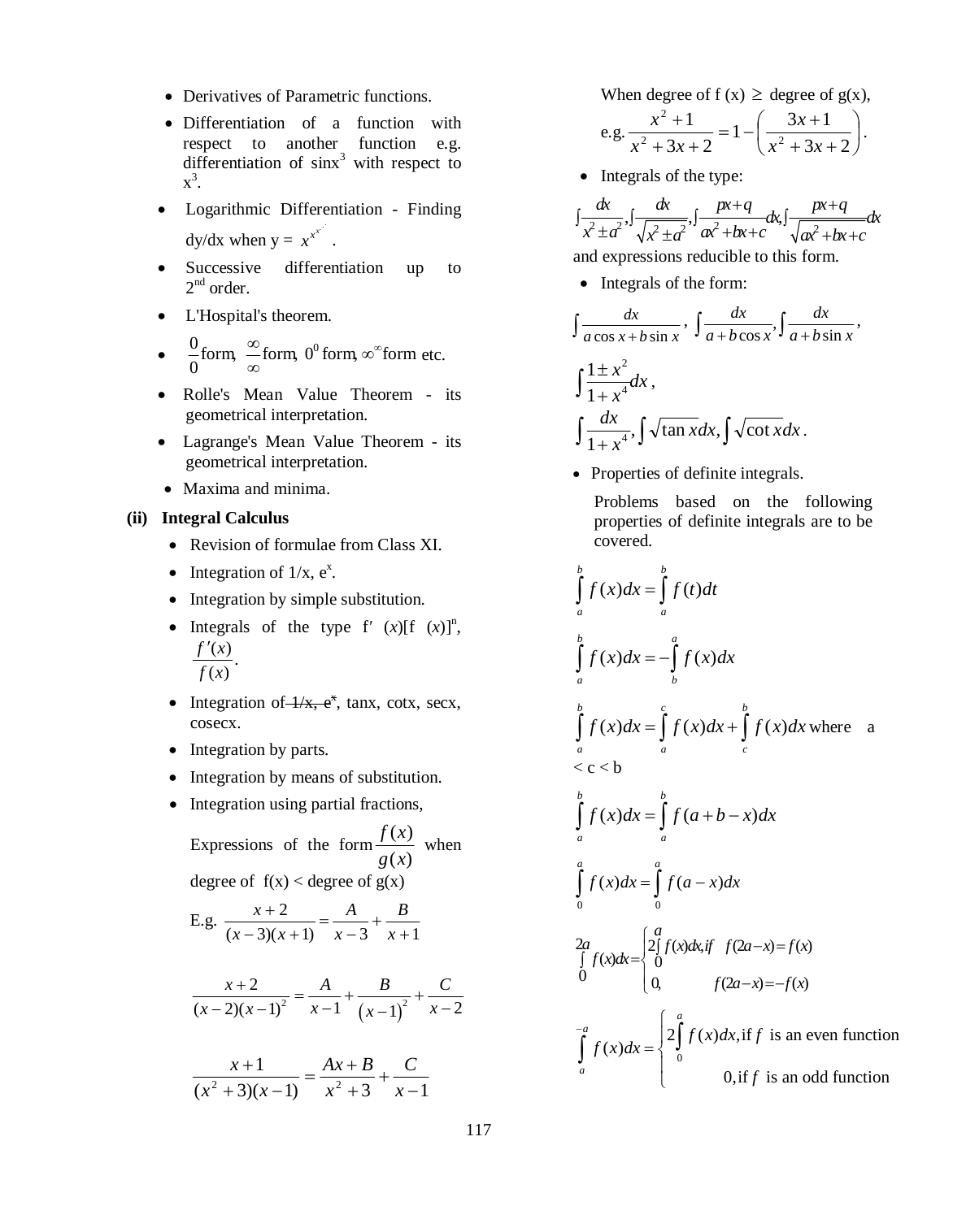- Derivatives of Parametric functions.
- Differentiation of a function with respect to another function e.g. differentiation of $\sin x^3$ with respect to $x^3$.
- Logarithmic Differentiation - Finding dy/dx when y = $x^{x^{x^{\cdots}}}$ .
- Successive differentiation up to 2nd order.
- L'Hospital's theorem.
- $\frac{0}{0}$ form, $\frac{\infty}{\infty}$ form, $0^0$ form, $\infty^\infty$ form etc.
- Rolle's Mean Value Theorem - its geometrical interpretation.
- Lagrange's Mean Value Theorem - its geometrical interpretation.
- Maxima and minima.

**(ii) Integral Calculus**

- Revision of formulae from Class XI.
- Integration of 1/x, $e^x$.
- Integration by simple substitution.
- Integrals of the type $f'(x)[f(x)]^n$, $\frac{f'(x)}{f(x)}$.
- Integration of ~~1/x, $e^x$~~, tanx, cotx, secx, cosecx.
- Integration by parts.
- Integration by means of substitution.
- Integration using partial fractions,

  Expressions of the form $\frac{f(x)}{g(x)}$ when degree of f(x) < degree of g(x)

  E.g. $\frac{x+2}{(x-3)(x+1)} = \frac{A}{x-3} + \frac{B}{x+1}$

  $$\frac{x+2}{(x-2)(x-1)^2} = \frac{A}{x-1} + \frac{B}{(x-1)^2} + \frac{C}{x-2}$$

  $$\frac{x+1}{(x^2+3)(x-1)} = \frac{Ax+B}{x^2+3} + \frac{C}{x-1}$$

  When degree of f (x) $\geq$ degree of g(x),

  e.g. $\frac{x^2+1}{x^2+3x+2} = 1 - \left(\frac{3x+1}{x^2+3x+2}\right)$.

- Integrals of the type:

$$\int \frac{dx}{x^2 \pm a^2}, \int \frac{dx}{\sqrt{x^2 \pm a^2}}, \int \frac{px+q}{ax^2+bx+c}dx, \int \frac{px+q}{\sqrt{ax^2+bx+c}}dx$$

and expressions reducible to this form.

- Integrals of the form:

$$\int \frac{dx}{a\cos x + b\sin x}, \int \frac{dx}{a + b\cos x}, \int \frac{dx}{a + b\sin x},$$

$$\int \frac{1 \pm x^2}{1+x^4}dx,$$

$$\int \frac{dx}{1+x^4}, \int \sqrt{\tan x}\,dx, \int \sqrt{\cot x}\,dx.$$

- Properties of definite integrals.

  Problems based on the following properties of definite integrals are to be covered.

$$\int_a^b f(x)dx = \int_a^b f(t)dt$$

$$\int_a^b f(x)dx = -\int_b^a f(x)dx$$

$$\int_a^b f(x)dx = \int_a^c f(x)dx + \int_c^b f(x)dx \text{ where } a < c < b$$

$$\int_a^b f(x)dx = \int_a^b f(a+b-x)dx$$

$$\int_0^a f(x)dx = \int_0^a f(a-x)dx$$

$$\int_0^{2a} f(x)dx = \begin{cases} 2\int_0^a f(x)dx, & \text{if } f(2a-x) = f(x) \\ 0, & f(2a-x) = -f(x) \end{cases}$$

$$\int_a^{-a} f(x)dx = \begin{cases} 2\int_0^a f(x)dx, & \text{if } f \text{ is an even function} \\ 0, & \text{if } f \text{ is an odd function} \end{cases}$$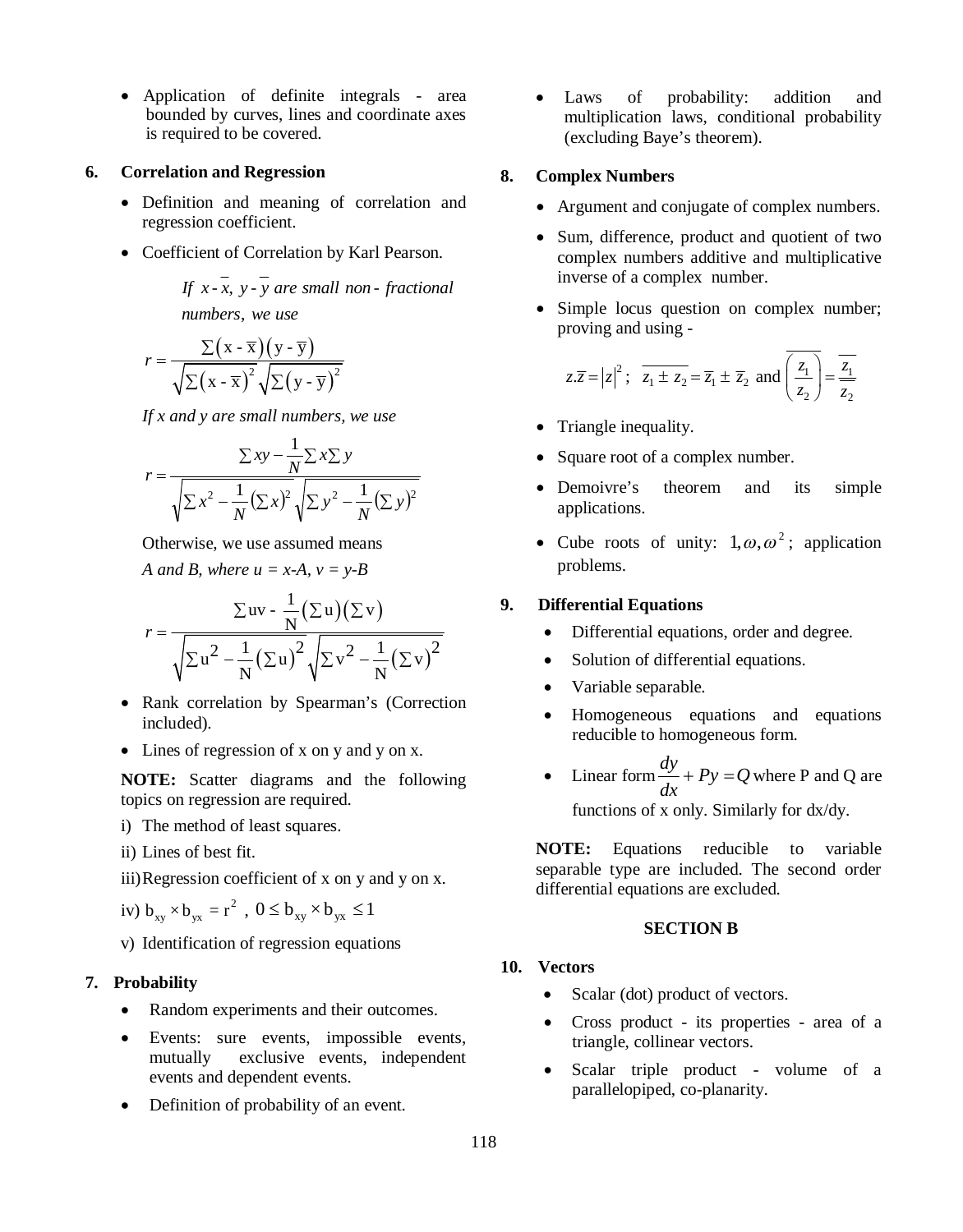- Application of definite integrals - area bounded by curves, lines and coordinate axes is required to be covered.

### 6. Correlation and Regression

- Definition and meaning of correlation and regression coefficient.
- Coefficient of Correlation by Karl Pearson.

  *If $x - \bar{x}$, $y - \bar{y}$ are small non - fractional numbers, we use*

$$r = \frac{\sum(x - \bar{x})(y - \bar{y})}{\sqrt{\sum(x - \bar{x})^2}\sqrt{\sum(y - \bar{y})^2}}$$

*If x and y are small numbers, we use*

$$r = \frac{\sum xy - \frac{1}{N}\sum x \sum y}{\sqrt{\sum x^2 - \frac{1}{N}(\sum x)^2}\sqrt{\sum y^2 - \frac{1}{N}(\sum y)^2}}$$

Otherwise, we use assumed means

*A and B, where u = x-A, v = y-B*

$$r = \frac{\sum uv - \frac{1}{N}(\sum u)(\sum v)}{\sqrt{\sum u^2 - \frac{1}{N}(\sum u)^2}\sqrt{\sum v^2 - \frac{1}{N}(\sum v)^2}}$$

- Rank correlation by Spearman's (Correction included).
- Lines of regression of x on y and y on x.

**NOTE:** Scatter diagrams and the following topics on regression are required.

i) The method of least squares.

ii) Lines of best fit.

iii) Regression coefficient of x on y and y on x.

iv) $b_{xy} \times b_{yx} = r^2$ , $0 \le b_{xy} \times b_{yx} \le 1$

v) Identification of regression equations

### 7. Probability

- Random experiments and their outcomes.
- Events: sure events, impossible events, mutually exclusive events, independent events and dependent events.
- Definition of probability of an event.
- Laws of probability: addition and multiplication laws, conditional probability (excluding Baye's theorem).

### 8. Complex Numbers

- Argument and conjugate of complex numbers.
- Sum, difference, product and quotient of two complex numbers additive and multiplicative inverse of a complex number.
- Simple locus question on complex number; proving and using -

$$z.\bar{z} = |z|^2; \ \ \overline{z_1 \pm z_2} = \bar{z}_1 \pm \bar{z}_2 \text{ and } \overline{\left(\frac{z_1}{z_2}\right)} = \frac{\overline{z_1}}{\overline{z_2}}$$

- Triangle inequality.
- Square root of a complex number.
- Demoivre's theorem and its simple applications.
- Cube roots of unity: $1, \omega, \omega^2$; application problems.

### 9. Differential Equations

- Differential equations, order and degree.
- Solution of differential equations.
- Variable separable.
- Homogeneous equations and equations reducible to homogeneous form.
- Linear form $\frac{dy}{dx} + Py = Q$ where P and Q are functions of x only. Similarly for dx/dy.

**NOTE:** Equations reducible to variable separable type are included. The second order differential equations are excluded.

## SECTION B

### 10. Vectors

- Scalar (dot) product of vectors.
- Cross product - its properties - area of a triangle, collinear vectors.
- Scalar triple product - volume of a parallelopiped, co-planarity.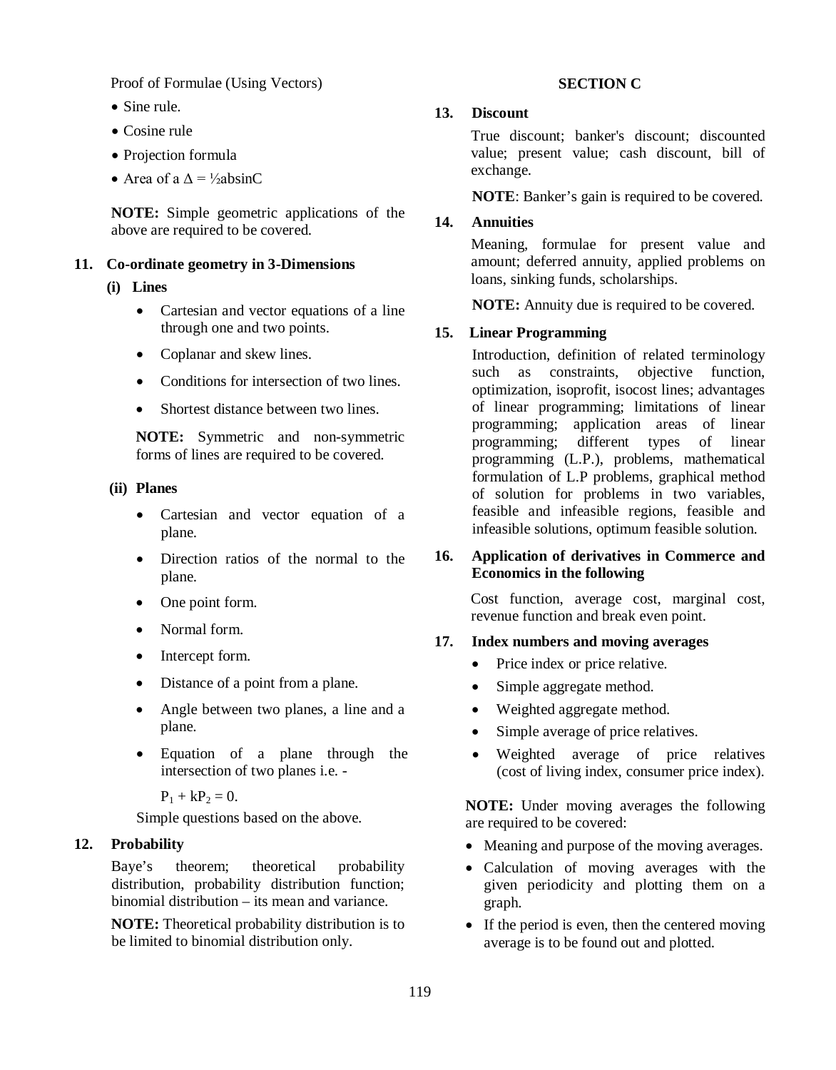Proof of Formulae (Using Vectors)

- Sine rule.
- Cosine rule
- Projection formula
- Area of a $\Delta = \frac{1}{2}ab\sin C$

**NOTE:** Simple geometric applications of the above are required to be covered.

**11. Co-ordinate geometry in 3-Dimensions**

**(i) Lines**

- Cartesian and vector equations of a line through one and two points.
- Coplanar and skew lines.
- Conditions for intersection of two lines.
- Shortest distance between two lines.

**NOTE:** Symmetric and non-symmetric forms of lines are required to be covered.

**(ii) Planes**

- Cartesian and vector equation of a plane.
- Direction ratios of the normal to the plane.
- One point form.
- Normal form.
- Intercept form.
- Distance of a point from a plane.
- Angle between two planes, a line and a plane.
- Equation of a plane through the intersection of two planes i.e. -

  $P_1 + kP_2 = 0$.

Simple questions based on the above.

**12. Probability**

Baye's theorem; theoretical probability distribution, probability distribution function; binomial distribution – its mean and variance.

**NOTE:** Theoretical probability distribution is to be limited to binomial distribution only.

## SECTION C

**13. Discount**

True discount; banker's discount; discounted value; present value; cash discount, bill of exchange.

**NOTE**: Banker's gain is required to be covered.

**14. Annuities**

Meaning, formulae for present value and amount; deferred annuity, applied problems on loans, sinking funds, scholarships.

**NOTE:** Annuity due is required to be covered.

**15. Linear Programming**

Introduction, definition of related terminology such as constraints, objective function, optimization, isoprofit, isocost lines; advantages of linear programming; limitations of linear programming; application areas of linear programming; different types of linear programming (L.P.), problems, mathematical formulation of L.P problems, graphical method of solution for problems in two variables, feasible and infeasible regions, feasible and infeasible solutions, optimum feasible solution.

**16. Application of derivatives in Commerce and Economics in the following**

Cost function, average cost, marginal cost, revenue function and break even point.

**17. Index numbers and moving averages**

- Price index or price relative.
- Simple aggregate method.
- Weighted aggregate method.
- Simple average of price relatives.
- Weighted average of price relatives (cost of living index, consumer price index).

**NOTE:** Under moving averages the following are required to be covered:

- Meaning and purpose of the moving averages.
- Calculation of moving averages with the given periodicity and plotting them on a graph.
- If the period is even, then the centered moving average is to be found out and plotted.